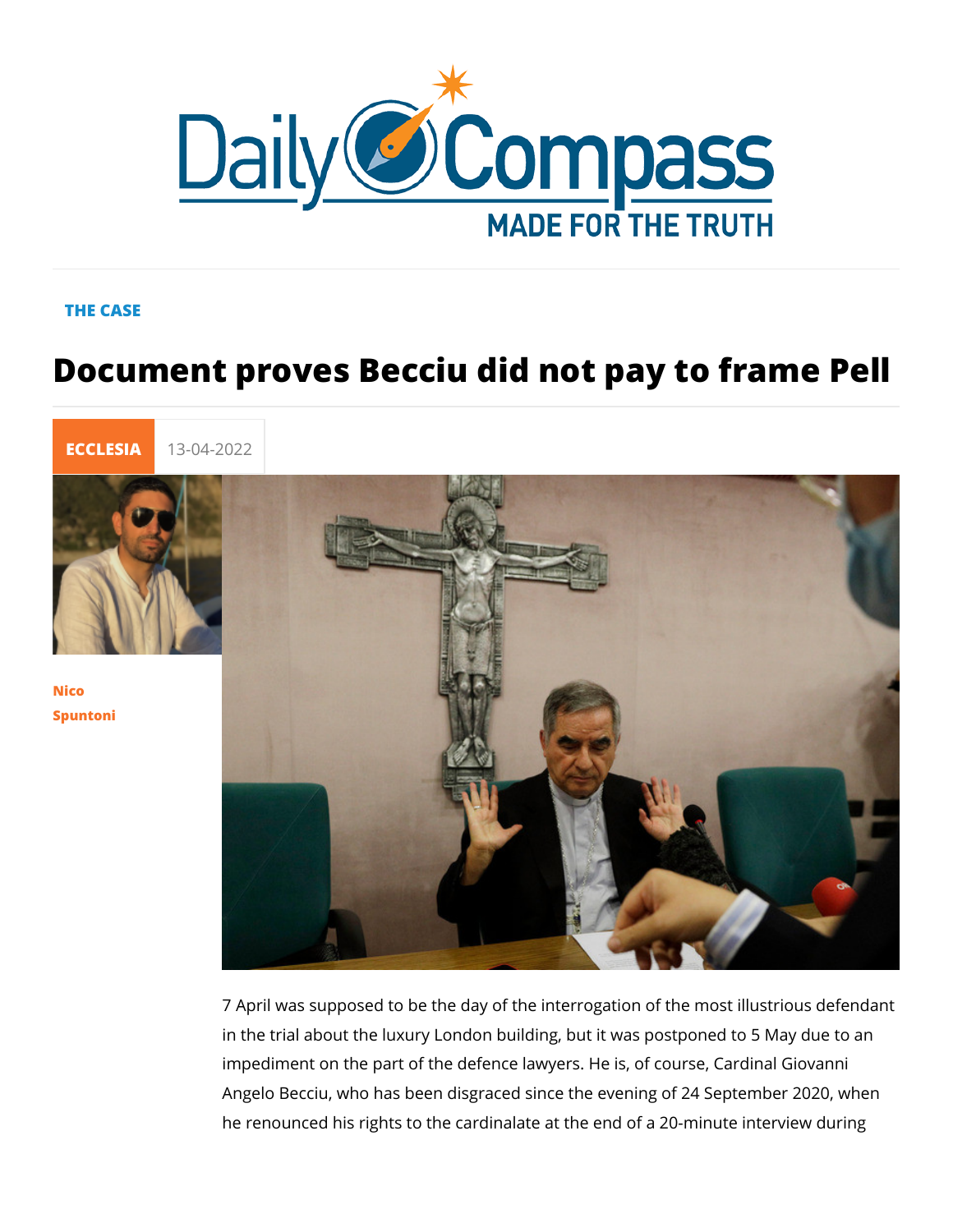THE CASE

# Document proves Becciu did not pay to frame Pell

ECCLESIA 13-04-2022

Nico Spuntoni

7 April was supposed to be the day of the interrogation of the most illustrious defendant in the trial about the luxury London building, but it was postponed to 5 May due to an impediment on the part of the defence lawyers. He is, of course, Cardinal Giovanni Angelo Becciu, who has been disgraced since the evening of 24 September 2020, when he renounced his rights to the cardinalate at the end of a 20-minute interview during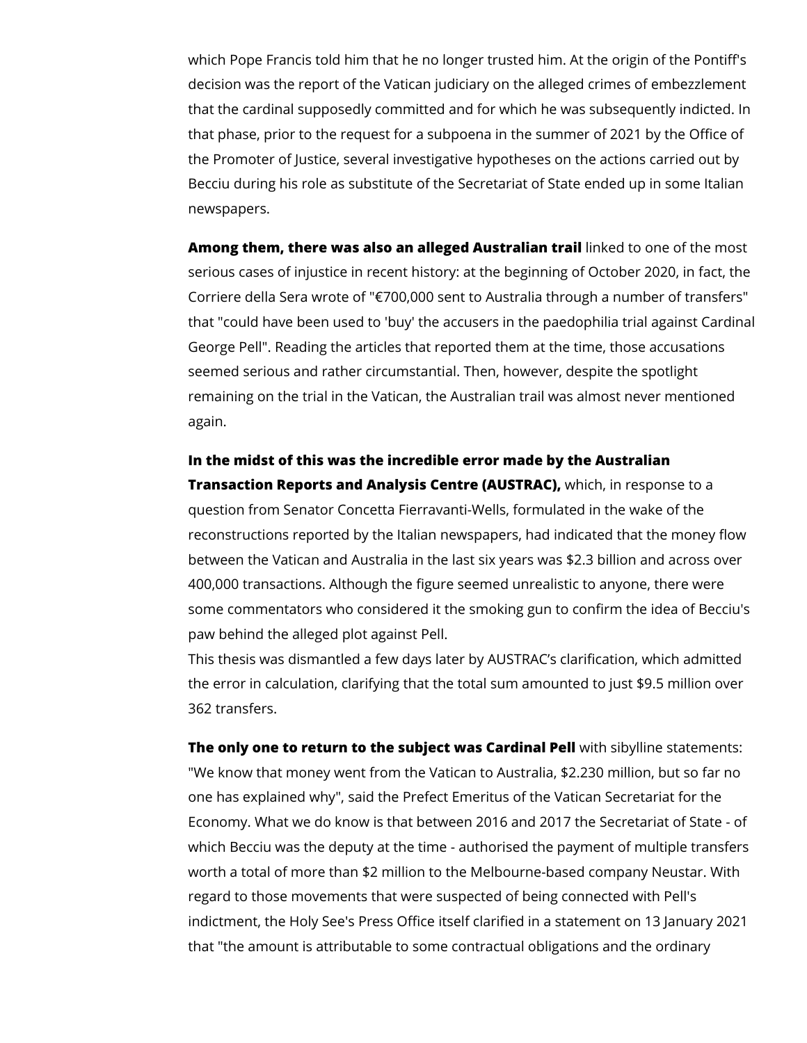which Pope Francis told him that he no longer trusted him. At the origin of the Pontiff's decision was the report of the Vatican judiciary on the alleged crimes of embezzlement that the cardinal supposedly committed and for which he was subsequently indicted. In that phase, prior to the request for a subpoena in the summer of 2021 by the Office of the Promoter of Justice, several investigative hypotheses on the actions carried out by Becciu during his role as substitute of the Secretariat of State ended up in some Italian newspapers.

**Among them, there was also an alleged Australian trail** linked to one of the most serious cases of injustice in recent history: at the beginning of October 2020, in fact, the Corriere della Sera wrote of "€700,000 sent to Australia through a number of transfers" that "could have been used to 'buy' the accusers in the paedophilia trial against Cardinal George Pell". Reading the articles that reported them at the time, those accusations seemed serious and rather circumstantial. Then, however, despite the spotlight remaining on the trial in the Vatican, the Australian trail was almost never mentioned again.

**In the midst of this was the incredible error made by the Australian Transaction Reports and Analysis Centre (AUSTRAC),** which, in response to a question from Senator Concetta Fierravanti-Wells, formulated in the wake of the reconstructions reported by the Italian newspapers, had indicated that the money flow between the Vatican and Australia in the last six years was $2.3 billion and across over 400,000 transactions. Although the figure seemed unrealistic to anyone, there were some commentators who considered it the smoking gun to confirm the idea of Becciu's paw behind the alleged plot against Pell.
This thesis was dismantled a few days later by AUSTRAC's clarification, which admitted the error in calculation, clarifying that the total sum amounted to just $9.5 million over 362 transfers.

**The only one to return to the subject was Cardinal Pell** with sibylline statements: "We know that money went from the Vatican to Australia, $2.230 million, but so far no one has explained why", said the Prefect Emeritus of the Vatican Secretariat for the Economy. What we do know is that between 2016 and 2017 the Secretariat of State - of which Becciu was the deputy at the time - authorised the payment of multiple transfers worth a total of more than $2 million to the Melbourne-based company Neustar. With regard to those movements that were suspected of being connected with Pell's indictment, the Holy See's Press Office itself clarified in a statement on 13 January 2021 that "the amount is attributable to some contractual obligations and the ordinary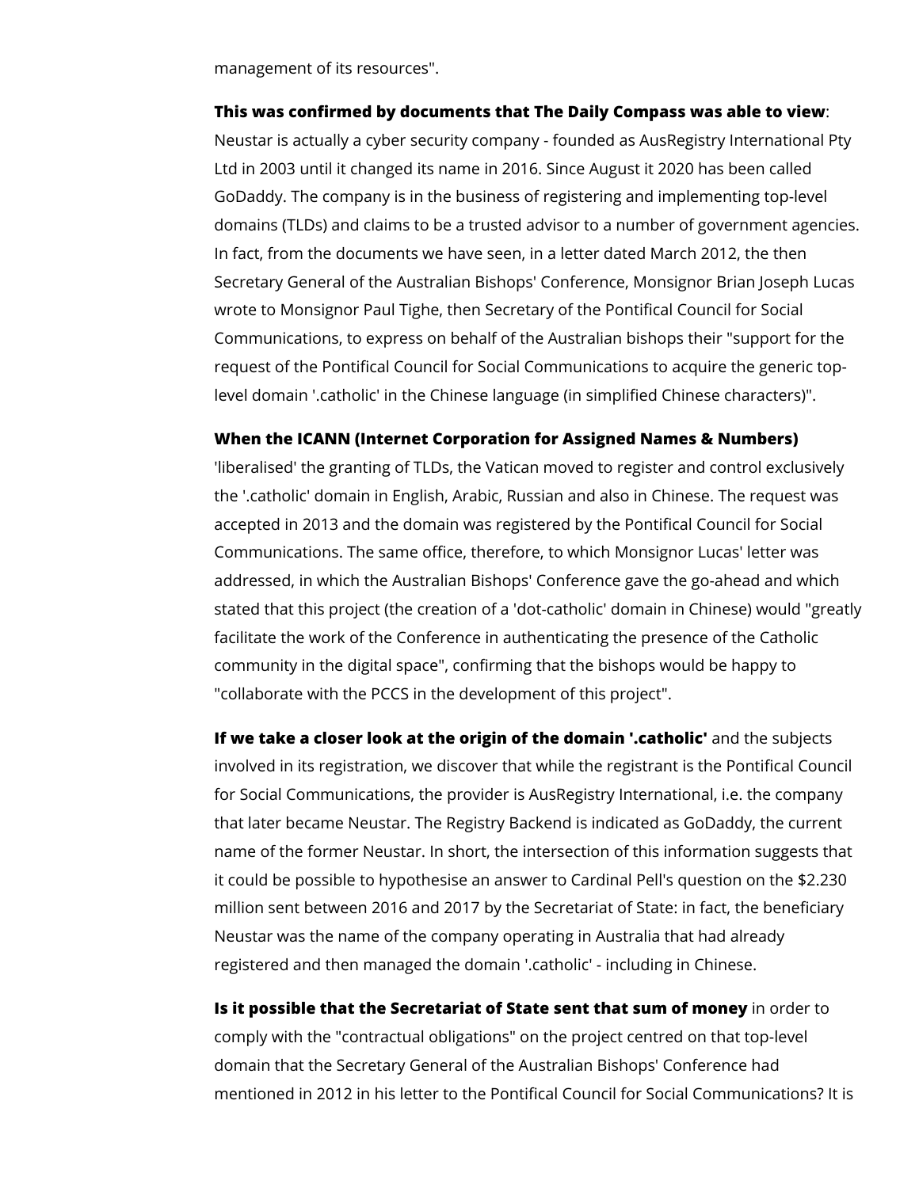management of its resources".

**This was confirmed by documents that The Daily Compass was able to view**: Neustar is actually a cyber security company - founded as AusRegistry International Pty Ltd in 2003 until it changed its name in 2016. Since August it 2020 has been called GoDaddy. The company is in the business of registering and implementing top-level domains (TLDs) and claims to be a trusted advisor to a number of government agencies. In fact, from the documents we have seen, in a letter dated March 2012, the then Secretary General of the Australian Bishops' Conference, Monsignor Brian Joseph Lucas wrote to Monsignor Paul Tighe, then Secretary of the Pontifical Council for Social Communications, to express on behalf of the Australian bishops their "support for the request of the Pontifical Council for Social Communications to acquire the generic top-level domain '.catholic' in the Chinese language (in simplified Chinese characters)".

**When the ICANN (Internet Corporation for Assigned Names & Numbers)** 'liberalised' the granting of TLDs, the Vatican moved to register and control exclusively the '.catholic' domain in English, Arabic, Russian and also in Chinese. The request was accepted in 2013 and the domain was registered by the Pontifical Council for Social Communications. The same office, therefore, to which Monsignor Lucas' letter was addressed, in which the Australian Bishops' Conference gave the go-ahead and which stated that this project (the creation of a 'dot-catholic' domain in Chinese) would "greatly facilitate the work of the Conference in authenticating the presence of the Catholic community in the digital space", confirming that the bishops would be happy to "collaborate with the PCCS in the development of this project".

**If we take a closer look at the origin of the domain '.catholic'** and the subjects involved in its registration, we discover that while the registrant is the Pontifical Council for Social Communications, the provider is AusRegistry International, i.e. the company that later became Neustar. The Registry Backend is indicated as GoDaddy, the current name of the former Neustar. In short, the intersection of this information suggests that it could be possible to hypothesise an answer to Cardinal Pell's question on the $2.230 million sent between 2016 and 2017 by the Secretariat of State: in fact, the beneficiary Neustar was the name of the company operating in Australia that had already registered and then managed the domain '.catholic' - including in Chinese.

**Is it possible that the Secretariat of State sent that sum of money** in order to comply with the "contractual obligations" on the project centred on that top-level domain that the Secretary General of the Australian Bishops' Conference had mentioned in 2012 in his letter to the Pontifical Council for Social Communications? It is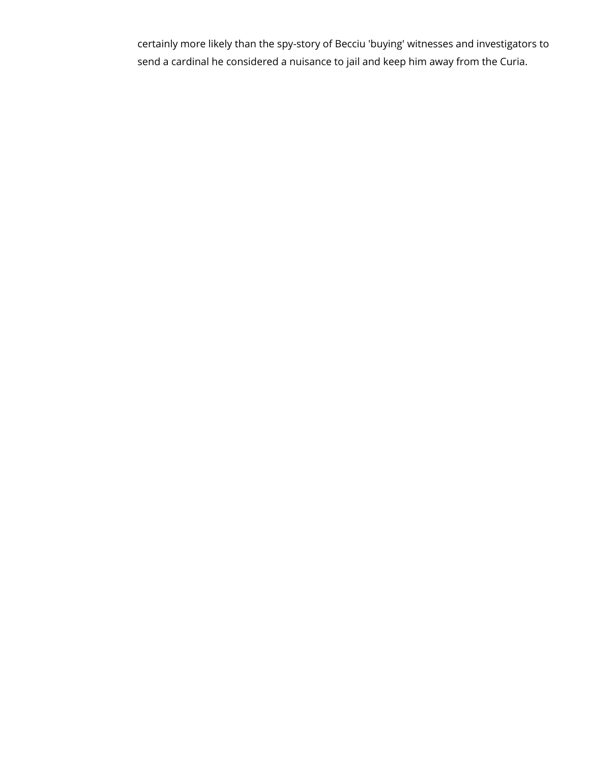certainly more likely than the spy-story of Becciu 'buying' witnesses and investigators to send a cardinal he considered a nuisance to jail and keep him away from the Curia.